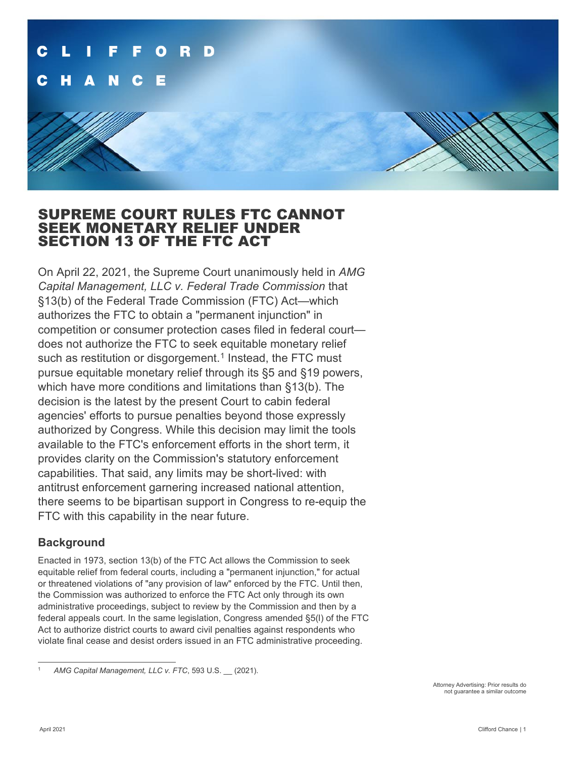# SUPREME COURT RULES FTC CANNOT SEEK MONETARY RELIEF UNDER SECTION 13 OF THE FTC ACT

On April 22, 2021, the Supreme Court unanimously held in *AMG Capital Management, LLC v. Federal Trade Commission* that §13(b) of the Federal Trade Commission (FTC) Act—which authorizes the FTC to obtain a "permanent injunction" in competition or consumer protection cases filed in federal court—does not authorize the FTC to seek equitable monetary relief such as restitution or disgorgement.[1] Instead, the FTC must pursue equitable monetary relief through its §5 and §19 powers, which have more conditions and limitations than §13(b). The decision is the latest by the present Court to cabin federal agencies' efforts to pursue penalties beyond those expressly authorized by Congress. While this decision may limit the tools available to the FTC's enforcement efforts in the short term, it provides clarity on the Commission's statutory enforcement capabilities. That said, any limits may be short-lived: with antitrust enforcement garnering increased national attention, there seems to be bipartisan support in Congress to re-equip the FTC with this capability in the near future.

## Background

Enacted in 1973, section 13(b) of the FTC Act allows the Commission to seek equitable relief from federal courts, including a "permanent injunction," for actual or threatened violations of "any provision of law" enforced by the FTC. Until then, the Commission was authorized to enforce the FTC Act only through its own administrative proceedings, subject to review by the Commission and then by a federal appeals court. In the same legislation, Congress amended §5(l) of the FTC Act to authorize district courts to award civil penalties against respondents who violate final cease and desist orders issued in an FTC administrative proceeding.

[1] *AMG Capital Management, LLC v. FTC*, 593 U.S. __ (2021).

Attorney Advertising: Prior results do not guarantee a similar outcome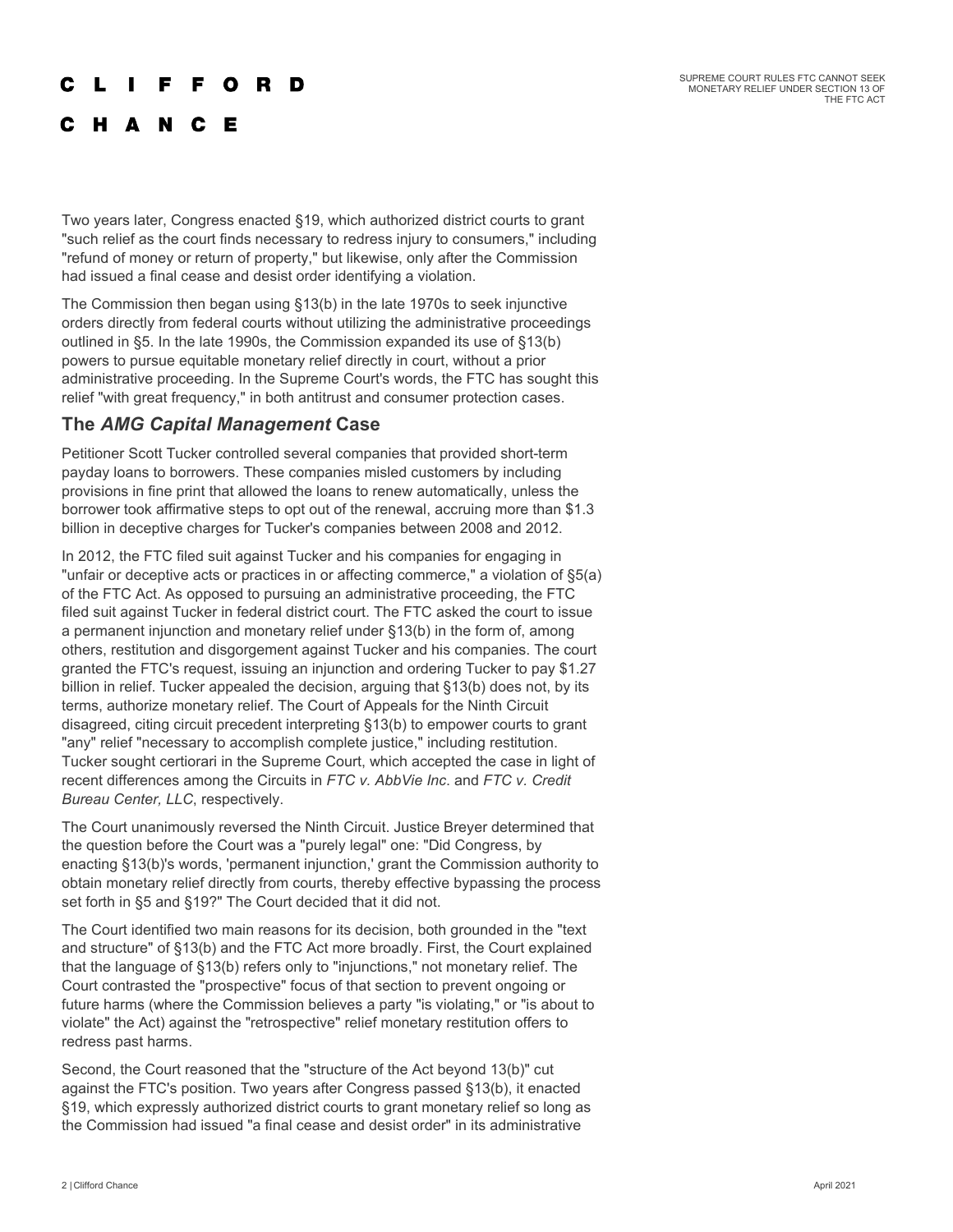Two years later, Congress enacted §19, which authorized district courts to grant "such relief as the court finds necessary to redress injury to consumers," including "refund of money or return of property," but likewise, only after the Commission had issued a final cease and desist order identifying a violation.

The Commission then began using §13(b) in the late 1970s to seek injunctive orders directly from federal courts without utilizing the administrative proceedings outlined in §5. In the late 1990s, the Commission expanded its use of §13(b) powers to pursue equitable monetary relief directly in court, without a prior administrative proceeding. In the Supreme Court's words, the FTC has sought this relief "with great frequency," in both antitrust and consumer protection cases.

## The *AMG Capital Management* Case

Petitioner Scott Tucker controlled several companies that provided short-term payday loans to borrowers. These companies misled customers by including provisions in fine print that allowed the loans to renew automatically, unless the borrower took affirmative steps to opt out of the renewal, accruing more than $1.3 billion in deceptive charges for Tucker's companies between 2008 and 2012.

In 2012, the FTC filed suit against Tucker and his companies for engaging in "unfair or deceptive acts or practices in or affecting commerce," a violation of §5(a) of the FTC Act. As opposed to pursuing an administrative proceeding, the FTC filed suit against Tucker in federal district court. The FTC asked the court to issue a permanent injunction and monetary relief under §13(b) in the form of, among others, restitution and disgorgement against Tucker and his companies. The court granted the FTC's request, issuing an injunction and ordering Tucker to pay $1.27 billion in relief. Tucker appealed the decision, arguing that §13(b) does not, by its terms, authorize monetary relief. The Court of Appeals for the Ninth Circuit disagreed, citing circuit precedent interpreting §13(b) to empower courts to grant "any" relief "necessary to accomplish complete justice," including restitution. Tucker sought certiorari in the Supreme Court, which accepted the case in light of recent differences among the Circuits in *FTC v. AbbVie Inc*. and *FTC v. Credit Bureau Center, LLC*, respectively.

The Court unanimously reversed the Ninth Circuit. Justice Breyer determined that the question before the Court was a "purely legal" one: "Did Congress, by enacting §13(b)'s words, 'permanent injunction,' grant the Commission authority to obtain monetary relief directly from courts, thereby effective bypassing the process set forth in §5 and §19?" The Court decided that it did not.

The Court identified two main reasons for its decision, both grounded in the "text and structure" of §13(b) and the FTC Act more broadly. First, the Court explained that the language of §13(b) refers only to "injunctions," not monetary relief. The Court contrasted the "prospective" focus of that section to prevent ongoing or future harms (where the Commission believes a party "is violating," or "is about to violate" the Act) against the "retrospective" relief monetary restitution offers to redress past harms.

Second, the Court reasoned that the "structure of the Act beyond 13(b)" cut against the FTC's position. Two years after Congress passed §13(b), it enacted §19, which expressly authorized district courts to grant monetary relief so long as the Commission had issued "a final cease and desist order" in its administrative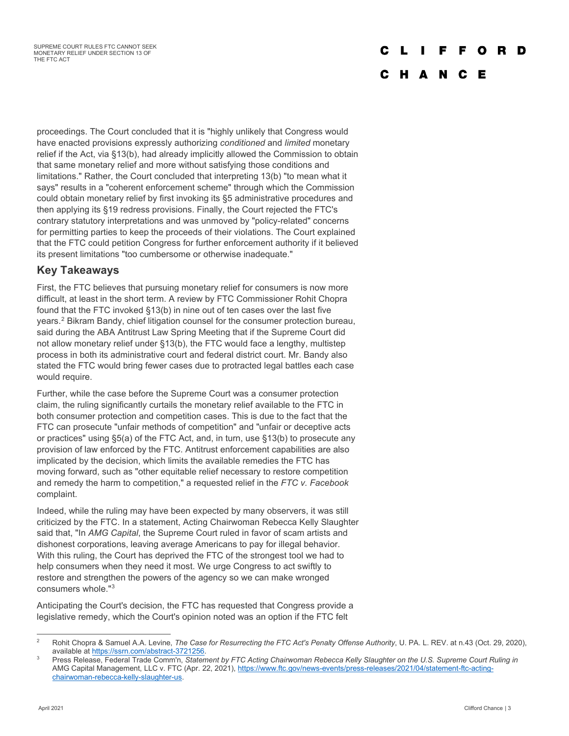proceedings. The Court concluded that it is "highly unlikely that Congress would have enacted provisions expressly authorizing *conditioned* and *limited* monetary relief if the Act, via §13(b), had already implicitly allowed the Commission to obtain that same monetary relief and more without satisfying those conditions and limitations." Rather, the Court concluded that interpreting 13(b) "to mean what it says" results in a "coherent enforcement scheme" through which the Commission could obtain monetary relief by first invoking its §5 administrative procedures and then applying its §19 redress provisions. Finally, the Court rejected the FTC's contrary statutory interpretations and was unmoved by "policy-related" concerns for permitting parties to keep the proceeds of their violations. The Court explained that the FTC could petition Congress for further enforcement authority if it believed its present limitations "too cumbersome or otherwise inadequate."

## Key Takeaways

First, the FTC believes that pursuing monetary relief for consumers is now more difficult, at least in the short term. A review by FTC Commissioner Rohit Chopra found that the FTC invoked §13(b) in nine out of ten cases over the last five years.[2] Bikram Bandy, chief litigation counsel for the consumer protection bureau, said during the ABA Antitrust Law Spring Meeting that if the Supreme Court did not allow monetary relief under §13(b), the FTC would face a lengthy, multistep process in both its administrative court and federal district court. Mr. Bandy also stated the FTC would bring fewer cases due to protracted legal battles each case would require.

Further, while the case before the Supreme Court was a consumer protection claim, the ruling significantly curtails the monetary relief available to the FTC in both consumer protection and competition cases. This is due to the fact that the FTC can prosecute "unfair methods of competition" and "unfair or deceptive acts or practices" using §5(a) of the FTC Act, and, in turn, use §13(b) to prosecute any provision of law enforced by the FTC. Antitrust enforcement capabilities are also implicated by the decision, which limits the available remedies the FTC has moving forward, such as "other equitable relief necessary to restore competition and remedy the harm to competition," a requested relief in the *FTC v. Facebook* complaint.

Indeed, while the ruling may have been expected by many observers, it was still criticized by the FTC. In a statement, Acting Chairwoman Rebecca Kelly Slaughter said that, "In *AMG Capital*, the Supreme Court ruled in favor of scam artists and dishonest corporations, leaving average Americans to pay for illegal behavior. With this ruling, the Court has deprived the FTC of the strongest tool we had to help consumers when they need it most. We urge Congress to act swiftly to restore and strengthen the powers of the agency so we can make wronged consumers whole."[3]

Anticipating the Court's decision, the FTC has requested that Congress provide a legislative remedy, which the Court's opinion noted was an option if the FTC felt

---

[2] Rohit Chopra & Samuel A.A. Levine, *The Case for Resurrecting the FTC Act's Penalty Offense Authority*, U. PA. L. REV. at n.43 (Oct. 29, 2020), available at https://ssrn.com/abstract-3721256.

[3] Press Release, Federal Trade Comm'n, *Statement by FTC Acting Chairwoman Rebecca Kelly Slaughter on the U.S. Supreme Court Ruling in* AMG Capital Management, LLC v. FTC (Apr. 22, 2021), https://www.ftc.gov/news-events/press-releases/2021/04/statement-ftc-acting-chairwoman-rebecca-kelly-slaughter-us.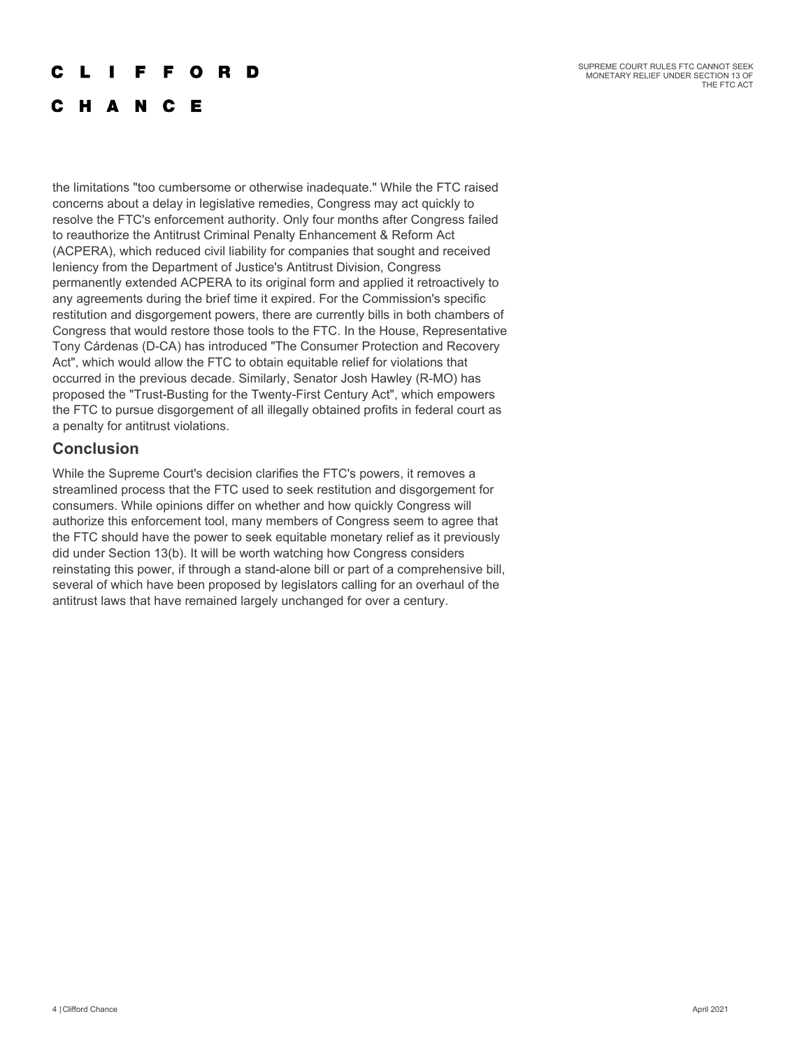the limitations "too cumbersome or otherwise inadequate." While the FTC raised concerns about a delay in legislative remedies, Congress may act quickly to resolve the FTC's enforcement authority. Only four months after Congress failed to reauthorize the Antitrust Criminal Penalty Enhancement & Reform Act (ACPERA), which reduced civil liability for companies that sought and received leniency from the Department of Justice's Antitrust Division, Congress permanently extended ACPERA to its original form and applied it retroactively to any agreements during the brief time it expired. For the Commission's specific restitution and disgorgement powers, there are currently bills in both chambers of Congress that would restore those tools to the FTC. In the House, Representative Tony Cárdenas (D-CA) has introduced "The Consumer Protection and Recovery Act", which would allow the FTC to obtain equitable relief for violations that occurred in the previous decade. Similarly, Senator Josh Hawley (R-MO) has proposed the "Trust-Busting for the Twenty-First Century Act", which empowers the FTC to pursue disgorgement of all illegally obtained profits in federal court as a penalty for antitrust violations.

## Conclusion

While the Supreme Court's decision clarifies the FTC's powers, it removes a streamlined process that the FTC used to seek restitution and disgorgement for consumers. While opinions differ on whether and how quickly Congress will authorize this enforcement tool, many members of Congress seem to agree that the FTC should have the power to seek equitable monetary relief as it previously did under Section 13(b). It will be worth watching how Congress considers reinstating this power, if through a stand-alone bill or part of a comprehensive bill, several of which have been proposed by legislators calling for an overhaul of the antitrust laws that have remained largely unchanged for over a century.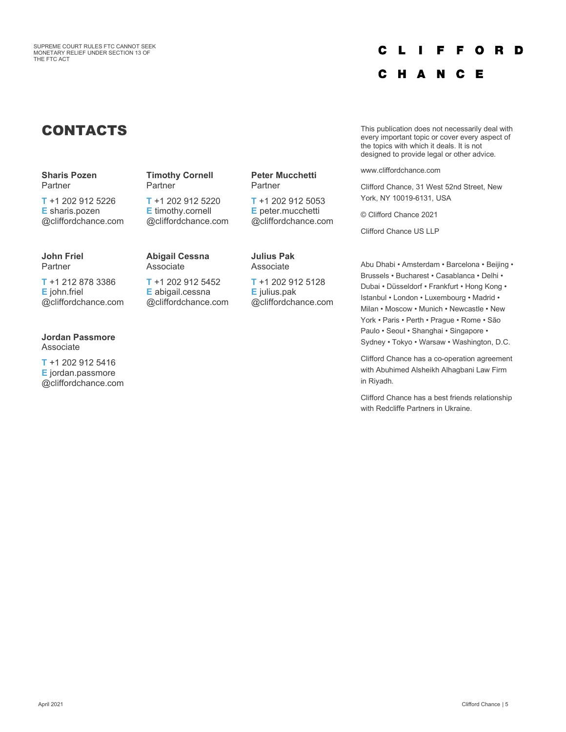# CONTACTS

**Sharis Pozen**
Partner

**T** +1 202 912 5226
**E** sharis.pozen@cliffordchance.com

**Timothy Cornell**
Partner

**T** +1 202 912 5220
**E** timothy.cornell@cliffordchance.com

**Peter Mucchetti**
Partner

**T** +1 202 912 5053
**E** peter.mucchetti@cliffordchance.com

**John Friel**
Partner

**T** +1 212 878 3386
**E** john.friel@cliffordchance.com

**Abigail Cessna**
Associate

**T** +1 202 912 5452
**E** abigail.cessna@cliffordchance.com

**Julius Pak**
Associate

**T** +1 202 912 5128
**E** julius.pak@cliffordchance.com

**Jordan Passmore**
Associate

**T** +1 202 912 5416
**E** jordan.passmore@cliffordchance.com

This publication does not necessarily deal with every important topic or cover every aspect of the topics with which it deals. It is not designed to provide legal or other advice.

www.cliffordchance.com

Clifford Chance, 31 West 52nd Street, New York, NY 10019-6131, USA

© Clifford Chance 2021

Clifford Chance US LLP

Abu Dhabi • Amsterdam • Barcelona • Beijing • Brussels • Bucharest • Casablanca • Delhi • Dubai • Düsseldorf • Frankfurt • Hong Kong • Istanbul • London • Luxembourg • Madrid • Milan • Moscow • Munich • Newcastle • New York • Paris • Perth • Prague • Rome • São Paulo • Seoul • Shanghai • Singapore • Sydney • Tokyo • Warsaw • Washington, D.C.

Clifford Chance has a co-operation agreement with Abuhimed Alsheikh Alhagbani Law Firm in Riyadh.

Clifford Chance has a best friends relationship with Redcliffe Partners in Ukraine.